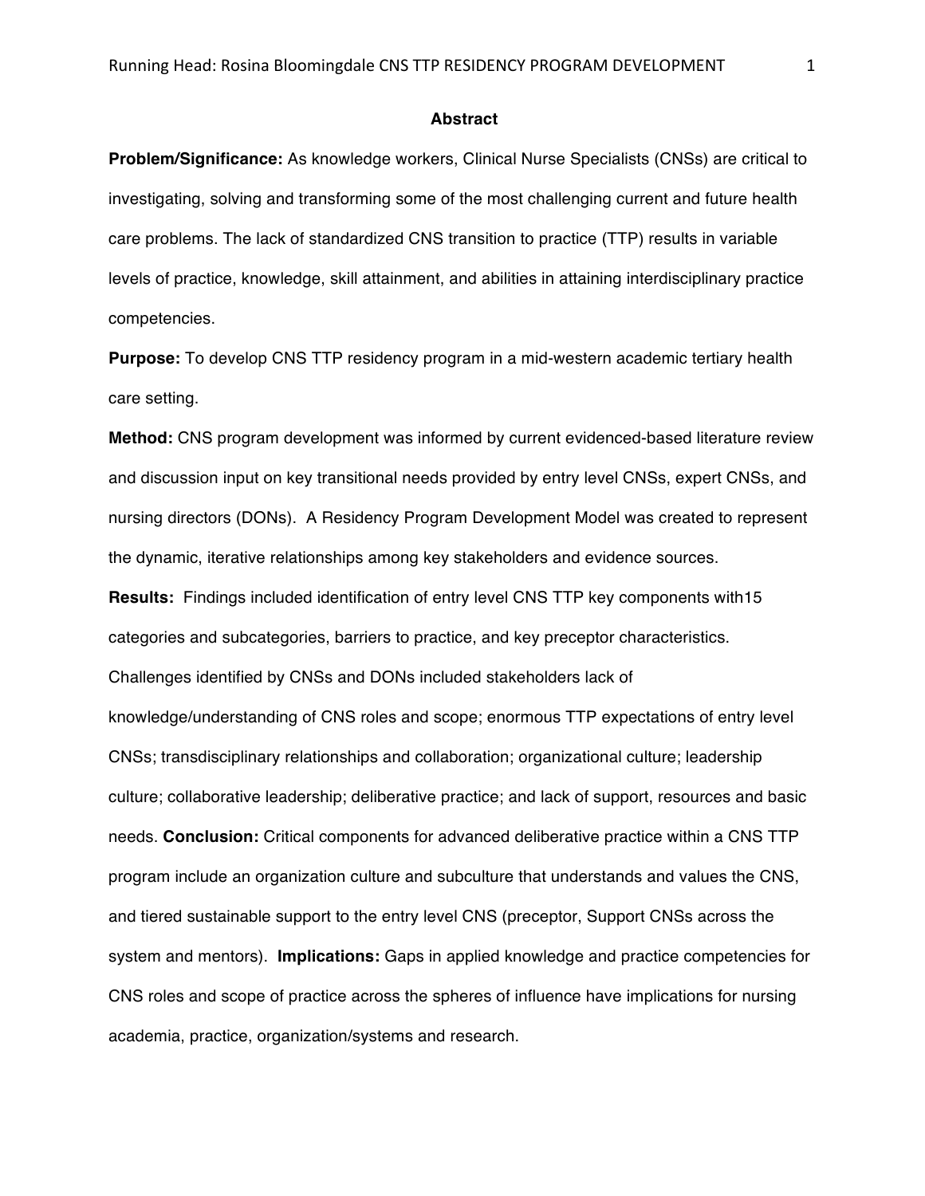## Abstract

**Problem/Significance:** As knowledge workers, Clinical Nurse Specialists (CNSs) are critical to investigating, solving and transforming some of the most challenging current and future health care problems. The lack of standardized CNS transition to practice (TTP) results in variable levels of practice, knowledge, skill attainment, and abilities in attaining interdisciplinary practice competencies.

**Purpose:** To develop CNS TTP residency program in a mid-western academic tertiary health care setting.

**Method:** CNS program development was informed by current evidenced-based literature review and discussion input on key transitional needs provided by entry level CNSs, expert CNSs, and nursing directors (DONs). A Residency Program Development Model was created to represent the dynamic, iterative relationships among key stakeholders and evidence sources.

**Results:** Findings included identification of entry level CNS TTP key components with15 categories and subcategories, barriers to practice, and key preceptor characteristics. Challenges identified by CNSs and DONs included stakeholders lack of knowledge/understanding of CNS roles and scope; enormous TTP expectations of entry level CNSs; transdisciplinary relationships and collaboration; organizational culture; leadership culture; collaborative leadership; deliberative practice; and lack of support, resources and basic needs. **Conclusion:** Critical components for advanced deliberative practice within a CNS TTP program include an organization culture and subculture that understands and values the CNS, and tiered sustainable support to the entry level CNS (preceptor, Support CNSs across the system and mentors). **Implications:** Gaps in applied knowledge and practice competencies for CNS roles and scope of practice across the spheres of influence have implications for nursing academia, practice, organization/systems and research.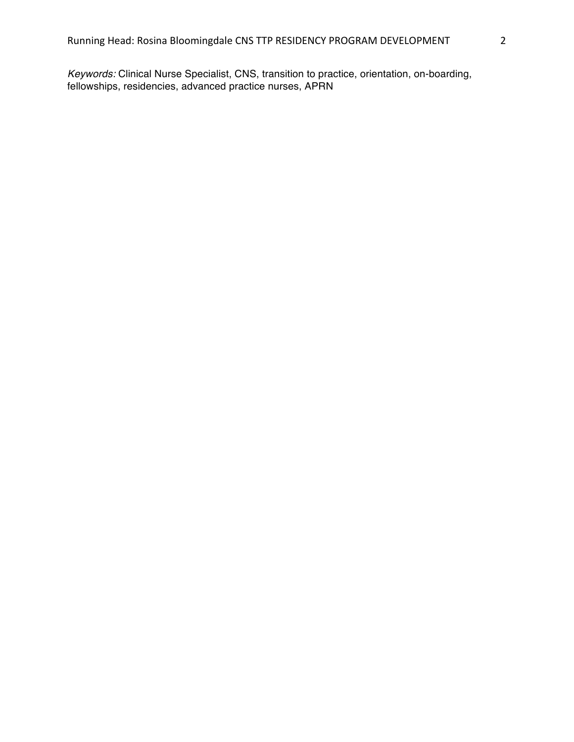*Keywords:* Clinical Nurse Specialist, CNS, transition to practice, orientation, on-boarding, fellowships, residencies, advanced practice nurses, APRN